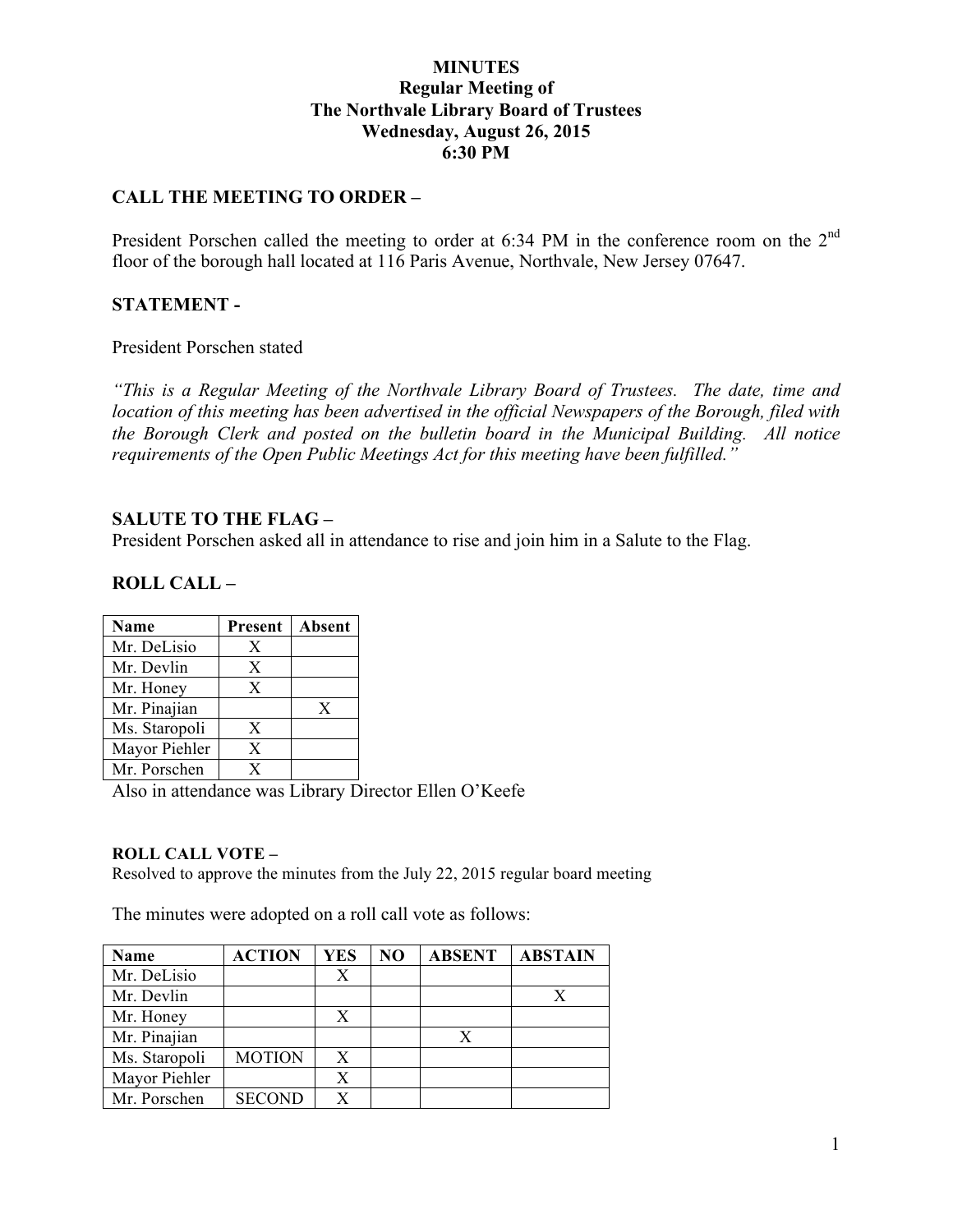# MINUTES
## Regular Meeting of
## The Northvale Library Board of Trustees
## Wednesday, August 26, 2015
## 6:30 PM

**CALL THE MEETING TO ORDER –**

President Porschen called the meeting to order at 6:34 PM in the conference room on the 2nd floor of the borough hall located at 116 Paris Avenue, Northvale, New Jersey 07647.

**STATEMENT -**

President Porschen stated

*"This is a Regular Meeting of the Northvale Library Board of Trustees. The date, time and location of this meeting has been advertised in the official Newspapers of the Borough, filed with the Borough Clerk and posted on the bulletin board in the Municipal Building. All notice requirements of the Open Public Meetings Act for this meeting have been fulfilled."*

**SALUTE TO THE FLAG –**

President Porschen asked all in attendance to rise and join him in a Salute to the Flag.

**ROLL CALL –**

| Name | Present | Absent |
|---|---|---|
| Mr. DeLisio | X | |
| Mr. Devlin | X | |
| Mr. Honey | X | |
| Mr. Pinajian | | X |
| Ms. Staropoli | X | |
| Mayor Piehler | X | |
| Mr. Porschen | X | |

Also in attendance was Library Director Ellen O'Keefe

**ROLL CALL VOTE –**

Resolved to approve the minutes from the July 22, 2015 regular board meeting

The minutes were adopted on a roll call vote as follows:

| Name | ACTION | YES | NO | ABSENT | ABSTAIN |
|---|---|---|---|---|---|
| Mr. DeLisio | | X | | | |
| Mr. Devlin | | | | | X |
| Mr. Honey | | X | | | |
| Mr. Pinajian | | | | X | |
| Ms. Staropoli | MOTION | X | | | |
| Mayor Piehler | | X | | | |
| Mr. Porschen | SECOND | X | | | |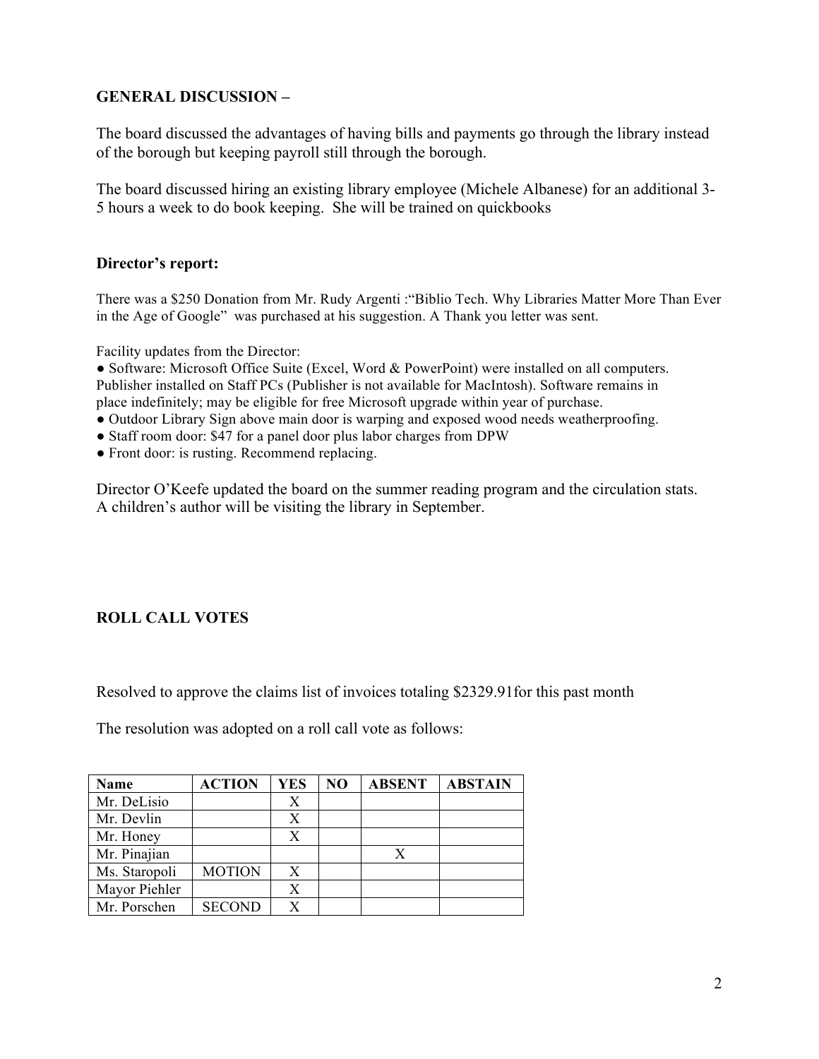**GENERAL DISCUSSION –**

The board discussed the advantages of having bills and payments go through the library instead of the borough but keeping payroll still through the borough.

The board discussed hiring an existing library employee (Michele Albanese) for an additional 3-5 hours a week to do book keeping. She will be trained on quickbooks

**Director's report:**

There was a $250 Donation from Mr. Rudy Argenti :"Biblio Tech. Why Libraries Matter More Than Ever in the Age of Google" was purchased at his suggestion. A Thank you letter was sent.

Facility updates from the Director:

- Software: Microsoft Office Suite (Excel, Word & PowerPoint) were installed on all computers. Publisher installed on Staff PCs (Publisher is not available for MacIntosh). Software remains in place indefinitely; may be eligible for free Microsoft upgrade within year of purchase.
- Outdoor Library Sign above main door is warping and exposed wood needs weatherproofing.
- Staff room door: $47 for a panel door plus labor charges from DPW
- Front door: is rusting. Recommend replacing.

Director O'Keefe updated the board on the summer reading program and the circulation stats. A children's author will be visiting the library in September.

**ROLL CALL VOTES**

Resolved to approve the claims list of invoices totaling $2329.91for this past month

The resolution was adopted on a roll call vote as follows:

| Name | ACTION | YES | NO | ABSENT | ABSTAIN |
|---|---|---|---|---|---|
| Mr. DeLisio | | X | | | |
| Mr. Devlin | | X | | | |
| Mr. Honey | | X | | | |
| Mr. Pinajian | | | | X | |
| Ms. Staropoli | MOTION | X | | | |
| Mayor Piehler | | X | | | |
| Mr. Porschen | SECOND | X | | | |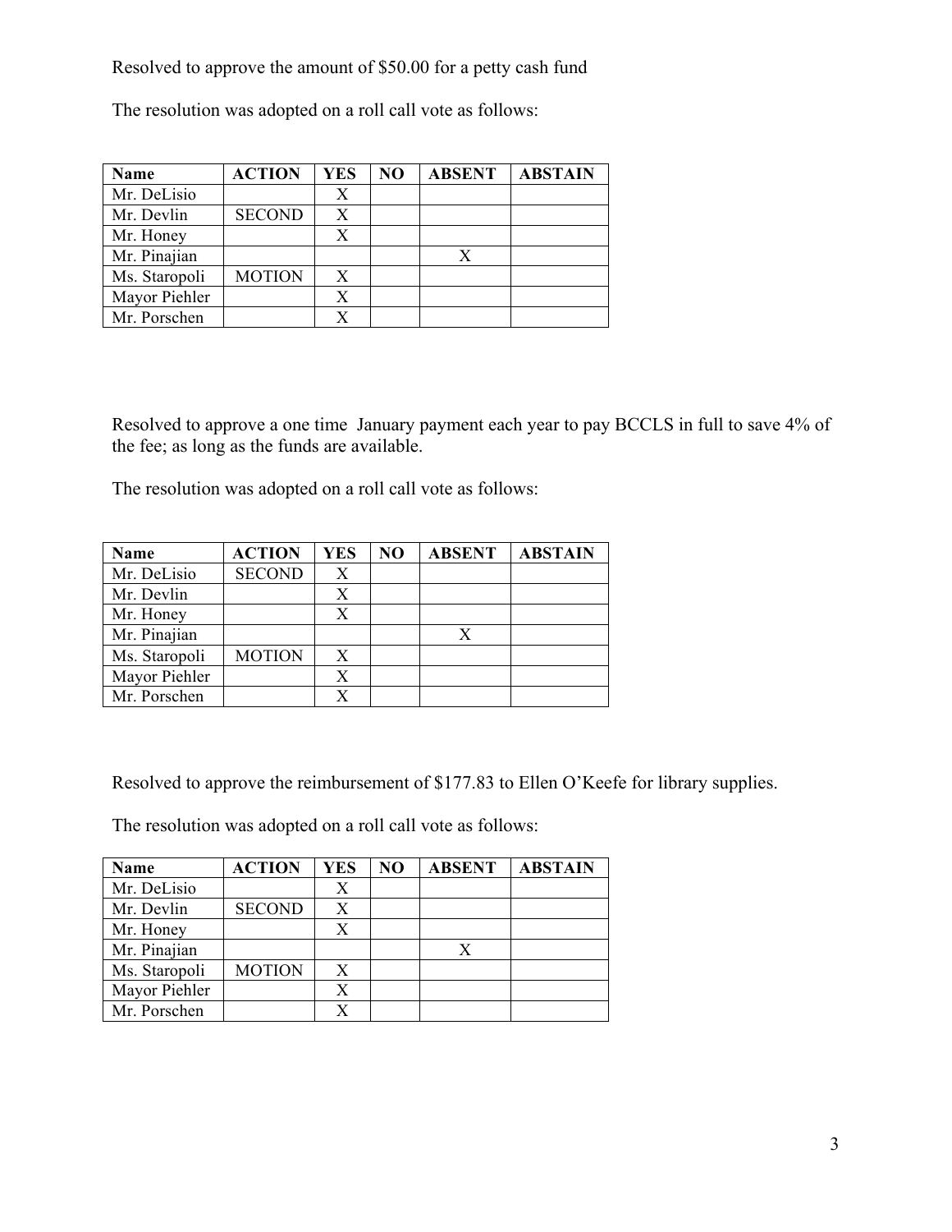Resolved to approve the amount of $50.00 for a petty cash fund

The resolution was adopted on a roll call vote as follows:

| Name | ACTION | YES | NO | ABSENT | ABSTAIN |
|---|---|---|---|---|---|
| Mr. DeLisio | | X | | | |
| Mr. Devlin | SECOND | X | | | |
| Mr. Honey | | X | | | |
| Mr. Pinajian | | | | X | |
| Ms. Staropoli | MOTION | X | | | |
| Mayor Piehler | | X | | | |
| Mr. Porschen | | X | | | |

Resolved to approve a one time  January payment each year to pay BCCLS in full to save 4% of the fee; as long as the funds are available.

The resolution was adopted on a roll call vote as follows:

| Name | ACTION | YES | NO | ABSENT | ABSTAIN |
|---|---|---|---|---|---|
| Mr. DeLisio | SECOND | X | | | |
| Mr. Devlin | | X | | | |
| Mr. Honey | | X | | | |
| Mr. Pinajian | | | | X | |
| Ms. Staropoli | MOTION | X | | | |
| Mayor Piehler | | X | | | |
| Mr. Porschen | | X | | | |

Resolved to approve the reimbursement of $177.83 to Ellen O'Keefe for library supplies.

The resolution was adopted on a roll call vote as follows:

| Name | ACTION | YES | NO | ABSENT | ABSTAIN |
|---|---|---|---|---|---|
| Mr. DeLisio | | X | | | |
| Mr. Devlin | SECOND | X | | | |
| Mr. Honey | | X | | | |
| Mr. Pinajian | | | | X | |
| Ms. Staropoli | MOTION | X | | | |
| Mayor Piehler | | X | | | |
| Mr. Porschen | | X | | | |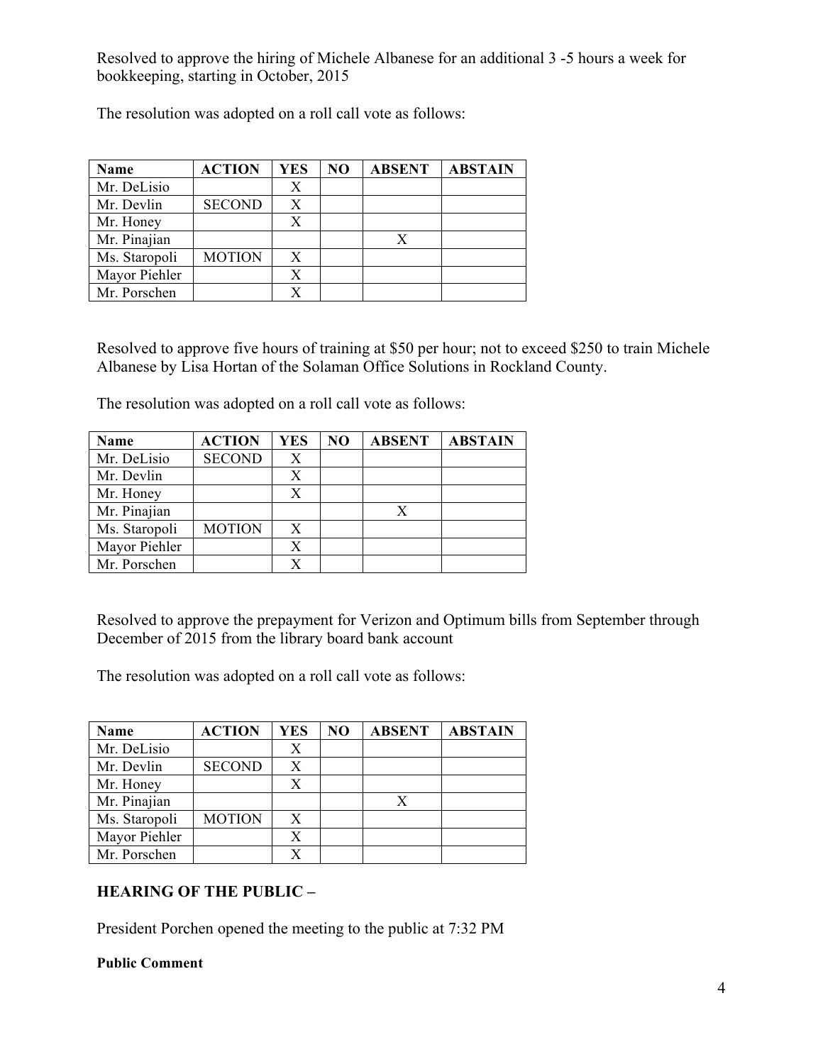Resolved to approve the hiring of Michele Albanese for an additional 3 -5 hours a week for bookkeeping, starting in October, 2015

The resolution was adopted on a roll call vote as follows:

| Name | ACTION | YES | NO | ABSENT | ABSTAIN |
|---|---|---|---|---|---|
| Mr. DeLisio | | X | | | |
| Mr. Devlin | SECOND | X | | | |
| Mr. Honey | | X | | | |
| Mr. Pinajian | | | | X | |
| Ms. Staropoli | MOTION | X | | | |
| Mayor Piehler | | X | | | |
| Mr. Porschen | | X | | | |

Resolved to approve five hours of training at $50 per hour; not to exceed $250 to train Michele Albanese by Lisa Hortan of the Solaman Office Solutions in Rockland County.

The resolution was adopted on a roll call vote as follows:

| Name | ACTION | YES | NO | ABSENT | ABSTAIN |
|---|---|---|---|---|---|
| Mr. DeLisio | SECOND | X | | | |
| Mr. Devlin | | X | | | |
| Mr. Honey | | X | | | |
| Mr. Pinajian | | | | X | |
| Ms. Staropoli | MOTION | X | | | |
| Mayor Piehler | | X | | | |
| Mr. Porschen | | X | | | |

Resolved to approve the prepayment for Verizon and Optimum bills from September through December of 2015 from the library board bank account

The resolution was adopted on a roll call vote as follows:

| Name | ACTION | YES | NO | ABSENT | ABSTAIN |
|---|---|---|---|---|---|
| Mr. DeLisio | | X | | | |
| Mr. Devlin | SECOND | X | | | |
| Mr. Honey | | X | | | |
| Mr. Pinajian | | | | X | |
| Ms. Staropoli | MOTION | X | | | |
| Mayor Piehler | | X | | | |
| Mr. Porschen | | X | | | |

## HEARING OF THE PUBLIC –

President Porchen opened the meeting to the public at 7:32 PM

**Public Comment**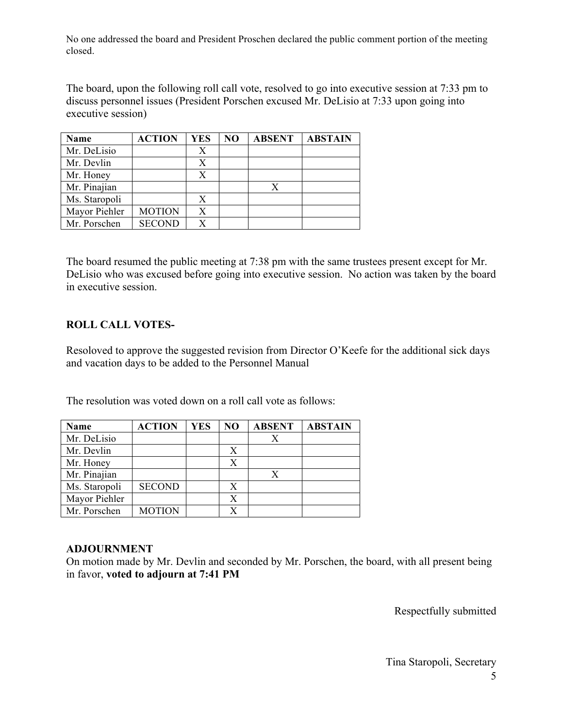No one addressed the board and President Proschen declared the public comment portion of the meeting closed.

The board, upon the following roll call vote, resolved to go into executive session at 7:33 pm to discuss personnel issues (President Porschen excused Mr. DeLisio at 7:33 upon going into executive session)

| Name | ACTION | YES | NO | ABSENT | ABSTAIN |
|---|---|---|---|---|---|
| Mr. DeLisio | | X | | | |
| Mr. Devlin | | X | | | |
| Mr. Honey | | X | | | |
| Mr. Pinajian | | | | X | |
| Ms. Staropoli | | X | | | |
| Mayor Piehler | MOTION | X | | | |
| Mr. Porschen | SECOND | X | | | |

The board resumed the public meeting at 7:38 pm with the same trustees present except for Mr. DeLisio who was excused before going into executive session. No action was taken by the board in executive session.

**ROLL CALL VOTES-**

Resoloved to approve the suggested revision from Director O'Keefe for the additional sick days and vacation days to be added to the Personnel Manual

The resolution was voted down on a roll call vote as follows:

| Name | ACTION | YES | NO | ABSENT | ABSTAIN |
|---|---|---|---|---|---|
| Mr. DeLisio | | | | X | |
| Mr. Devlin | | | X | | |
| Mr. Honey | | | X | | |
| Mr. Pinajian | | | | X | |
| Ms. Staropoli | SECOND | | X | | |
| Mayor Piehler | | | X | | |
| Mr. Porschen | MOTION | | X | | |

**ADJOURNMENT**
On motion made by Mr. Devlin and seconded by Mr. Porschen, the board, with all present being in favor, **voted to adjourn at 7:41 PM**

Respectfully submitted

Tina Staropoli, Secretary